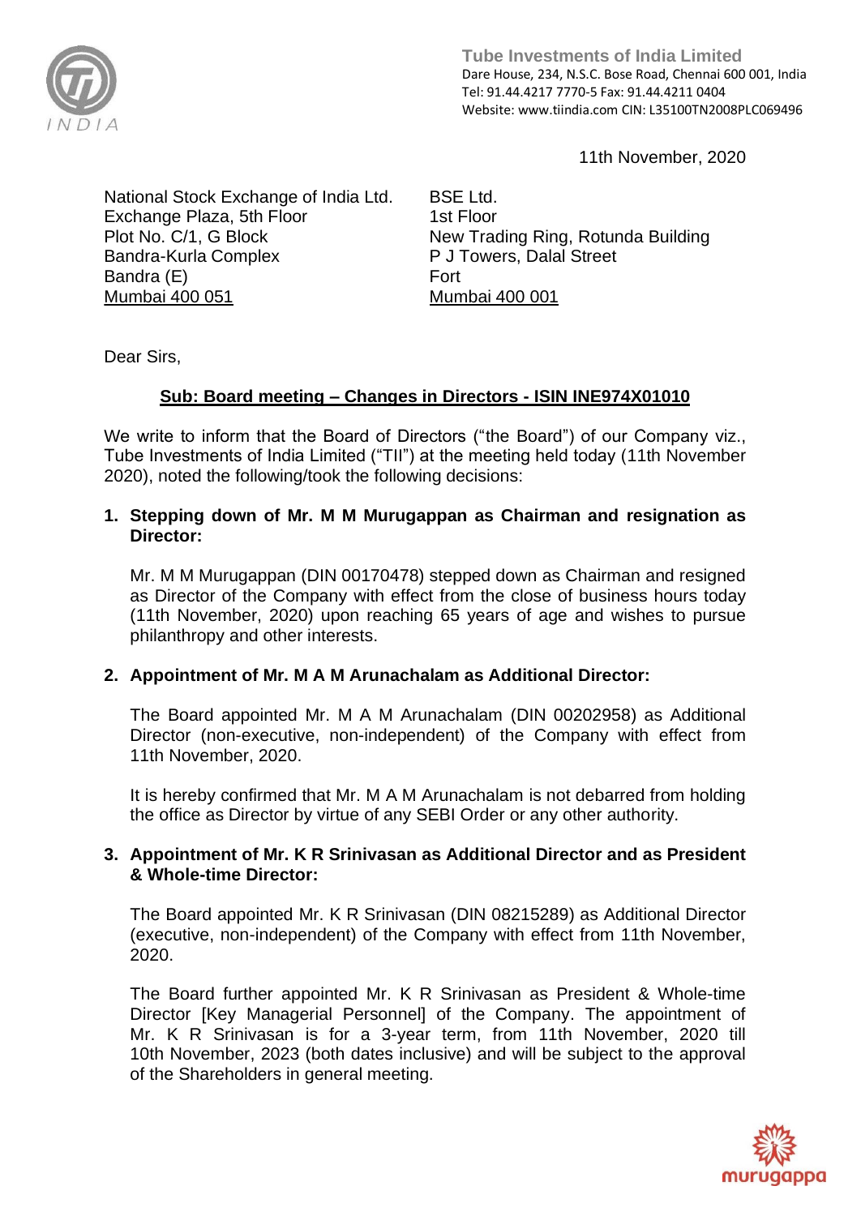**Tube Investments of India Limited**
Dare House, 234, N.S.C. Bose Road, Chennai 600 001, India
Tel: 91.44.4217 7770-5 Fax: 91.44.4211 0404
Website: www.tiindia.com CIN: L35100TN2008PLC069496

11th November, 2020

National Stock Exchange of India Ltd.
Exchange Plaza, 5th Floor
Plot No. C/1, G Block
Bandra-Kurla Complex
Bandra (E)
Mumbai 400 051

BSE Ltd.
1st Floor
New Trading Ring, Rotunda Building
P J Towers, Dalal Street
Fort
Mumbai 400 001

Dear Sirs,

**Sub: Board meeting – Changes in Directors - ISIN INE974X01010**

We write to inform that the Board of Directors ("the Board") of our Company viz., Tube Investments of India Limited ("TII") at the meeting held today (11th November 2020), noted the following/took the following decisions:

1. **Stepping down of Mr. M M Murugappan as Chairman and resignation as Director:**

   Mr. M M Murugappan (DIN 00170478) stepped down as Chairman and resigned as Director of the Company with effect from the close of business hours today (11th November, 2020) upon reaching 65 years of age and wishes to pursue philanthropy and other interests.

2. **Appointment of Mr. M A M Arunachalam as Additional Director:**

   The Board appointed Mr. M A M Arunachalam (DIN 00202958) as Additional Director (non-executive, non-independent) of the Company with effect from 11th November, 2020.

   It is hereby confirmed that Mr. M A M Arunachalam is not debarred from holding the office as Director by virtue of any SEBI Order or any other authority.

3. **Appointment of Mr. K R Srinivasan as Additional Director and as President & Whole-time Director:**

   The Board appointed Mr. K R Srinivasan (DIN 08215289) as Additional Director (executive, non-independent) of the Company with effect from 11th November, 2020.

   The Board further appointed Mr. K R Srinivasan as President & Whole-time Director [Key Managerial Personnel] of the Company. The appointment of Mr. K R Srinivasan is for a 3-year term, from 11th November, 2020 till 10th November, 2023 (both dates inclusive) and will be subject to the approval of the Shareholders in general meeting.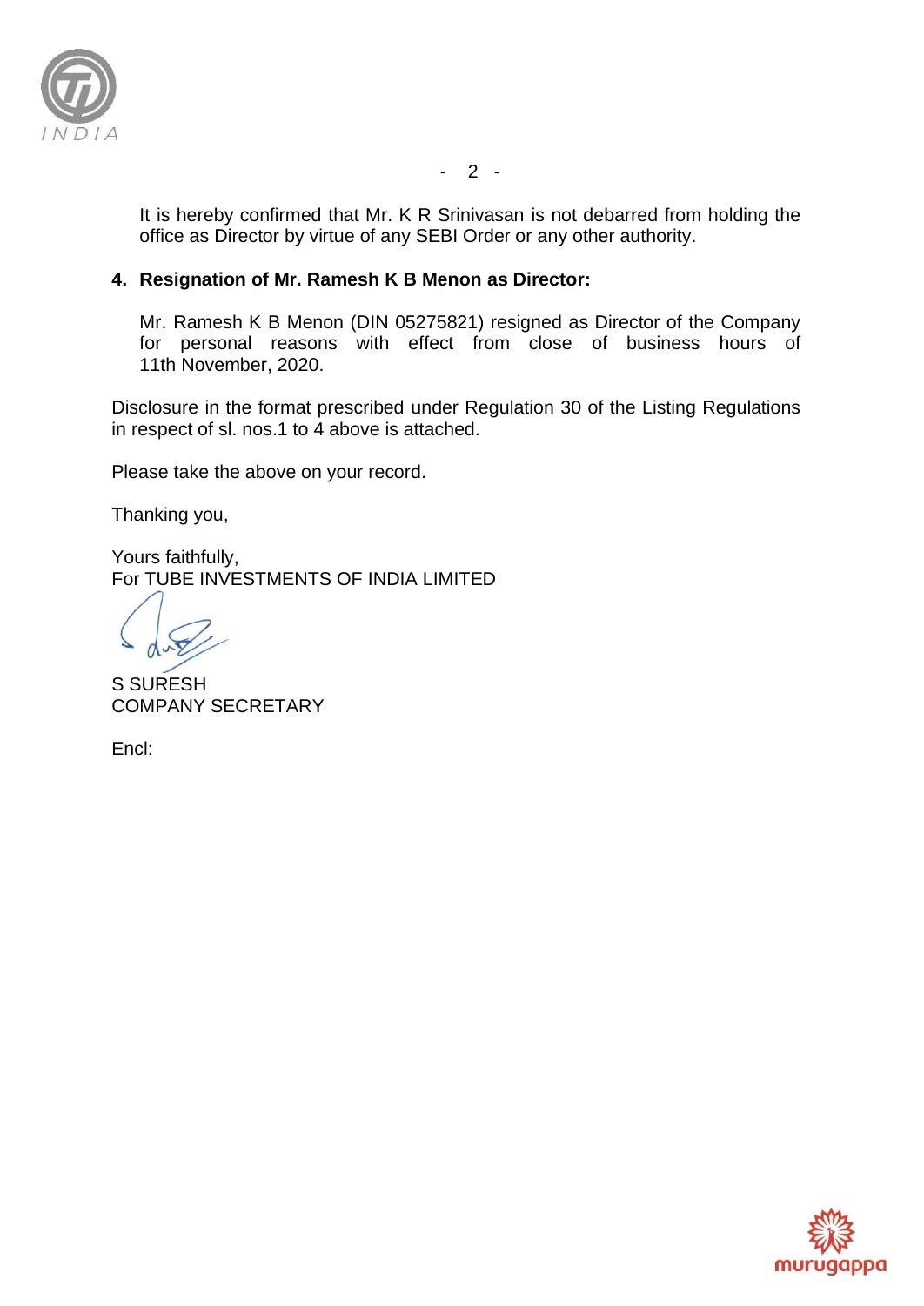It is hereby confirmed that Mr. K R Srinivasan is not debarred from holding the office as Director by virtue of any SEBI Order or any other authority.

**4. Resignation of Mr. Ramesh K B Menon as Director:**

Mr. Ramesh K B Menon (DIN 05275821) resigned as Director of the Company for personal reasons with effect from close of business hours of 11th November, 2020.

Disclosure in the format prescribed under Regulation 30 of the Listing Regulations in respect of sl. nos.1 to 4 above is attached.

Please take the above on your record.

Thanking you,

Yours faithfully,
For TUBE INVESTMENTS OF INDIA LIMITED

S SURESH
COMPANY SECRETARY

Encl: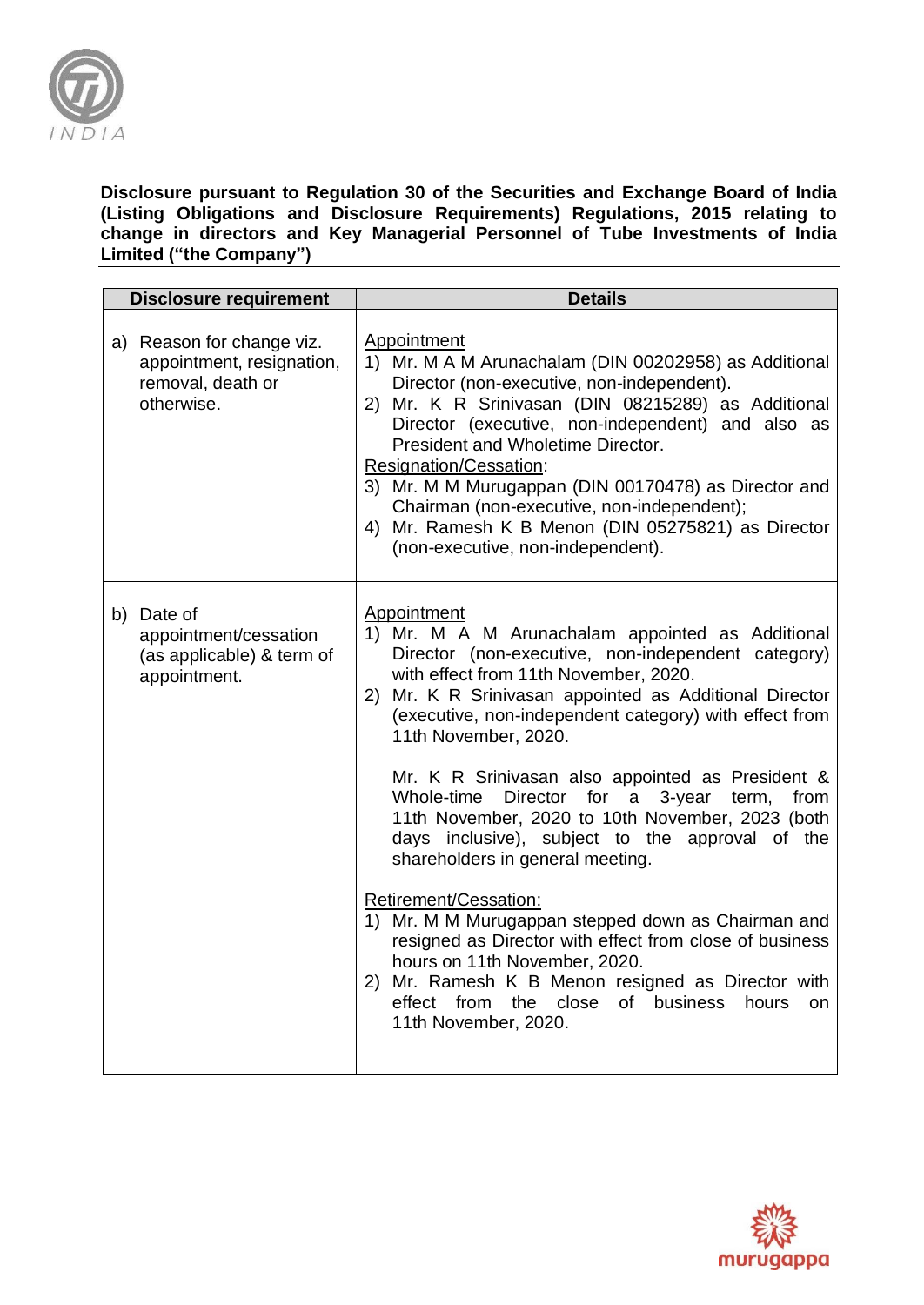**Disclosure pursuant to Regulation 30 of the Securities and Exchange Board of India (Listing Obligations and Disclosure Requirements) Regulations, 2015 relating to change in directors and Key Managerial Personnel of Tube Investments of India Limited ("the Company")**

| Disclosure requirement | Details |
|---|---|
| a) Reason for change viz. appointment, resignation, removal, death or otherwise. | Appointment<br>1) Mr. M A M Arunachalam (DIN 00202958) as Additional Director (non-executive, non-independent).<br>2) Mr. K R Srinivasan (DIN 08215289) as Additional Director (executive, non-independent) and also as President and Wholetime Director.<br>Resignation/Cessation:<br>3) Mr. M M Murugappan (DIN 00170478) as Director and Chairman (non-executive, non-independent);<br>4) Mr. Ramesh K B Menon (DIN 05275821) as Director (non-executive, non-independent). |
| b) Date of appointment/cessation (as applicable) & term of appointment. | Appointment<br>1) Mr. M A M Arunachalam appointed as Additional Director (non-executive, non-independent category) with effect from 11th November, 2020.<br>2) Mr. K R Srinivasan appointed as Additional Director (executive, non-independent category) with effect from 11th November, 2020.<br><br>Mr. K R Srinivasan also appointed as President & Whole-time Director for a 3-year term, from 11th November, 2020 to 10th November, 2023 (both days inclusive), subject to the approval of the shareholders in general meeting.<br><br>Retirement/Cessation:<br>1) Mr. M M Murugappan stepped down as Chairman and resigned as Director with effect from close of business hours on 11th November, 2020.<br>2) Mr. Ramesh K B Menon resigned as Director with effect from the close of business hours on 11th November, 2020. |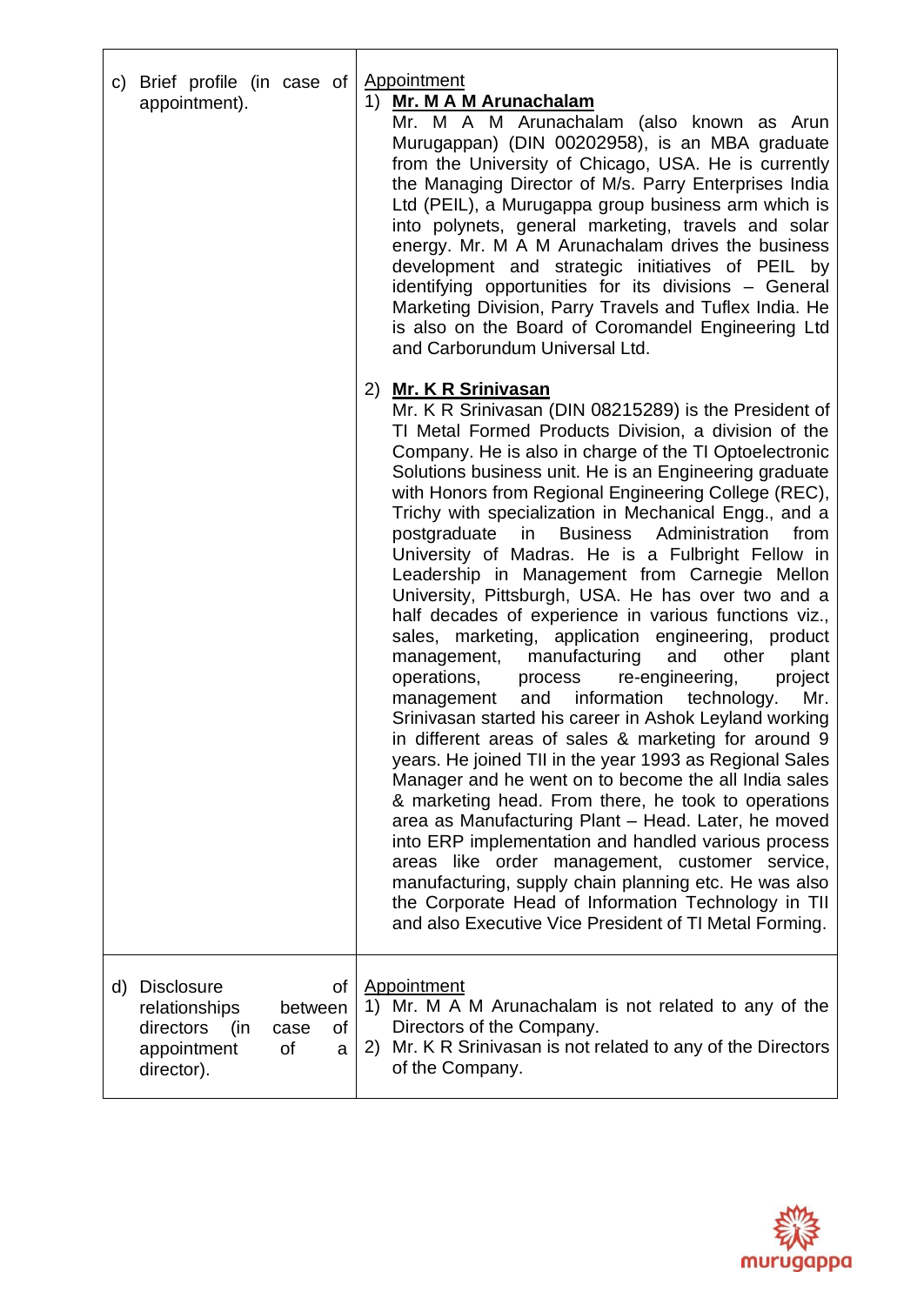| | |
|---|---|
| c) Brief profile (in case of appointment). | Appointment<br>1) **Mr. M A M Arunachalam**<br>Mr. M A M Arunachalam (also known as Arun Murugappan) (DIN 00202958), is an MBA graduate from the University of Chicago, USA. He is currently the Managing Director of M/s. Parry Enterprises India Ltd (PEIL), a Murugappa group business arm which is into polynets, general marketing, travels and solar energy. Mr. M A M Arunachalam drives the business development and strategic initiatives of PEIL by identifying opportunities for its divisions – General Marketing Division, Parry Travels and Tuflex India. He is also on the Board of Coromandel Engineering Ltd and Carborundum Universal Ltd.<br><br>2) **Mr. K R Srinivasan**<br>Mr. K R Srinivasan (DIN 08215289) is the President of TI Metal Formed Products Division, a division of the Company. He is also in charge of the TI Optoelectronic Solutions business unit. He is an Engineering graduate with Honors from Regional Engineering College (REC), Trichy with specialization in Mechanical Engg., and a postgraduate in Business Administration from University of Madras. He is a Fulbright Fellow in Leadership in Management from Carnegie Mellon University, Pittsburgh, USA. He has over two and a half decades of experience in various functions viz., sales, marketing, application engineering, product management, manufacturing and other plant operations, process re-engineering, project management and information technology. Mr. Srinivasan started his career in Ashok Leyland working in different areas of sales & marketing for around 9 years. He joined TII in the year 1993 as Regional Sales Manager and he went on to become the all India sales & marketing head. From there, he took to operations area as Manufacturing Plant – Head. Later, he moved into ERP implementation and handled various process areas like order management, customer service, manufacturing, supply chain planning etc. He was also the Corporate Head of Information Technology in TII and also Executive Vice President of TI Metal Forming. |
| d) Disclosure of relationships between directors (in case of appointment of a director). | Appointment<br>1) Mr. M A M Arunachalam is not related to any of the Directors of the Company.<br>2) Mr. K R Srinivasan is not related to any of the Directors of the Company. |